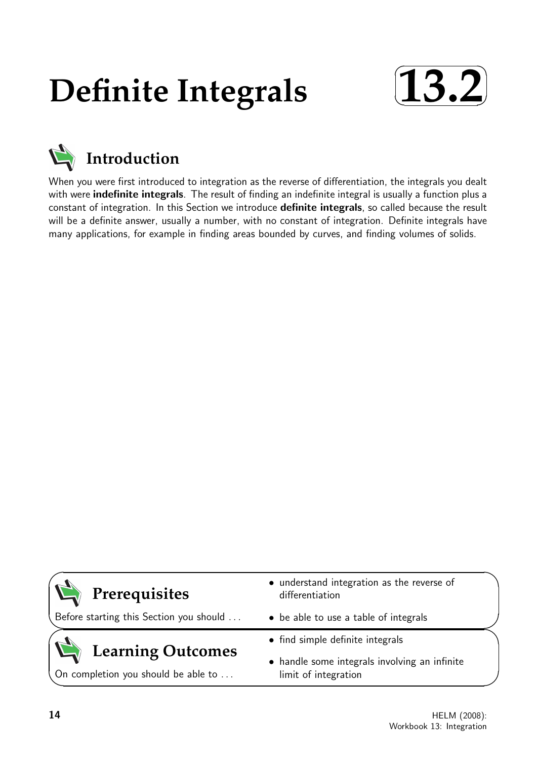# Definite Integrals 13.2

## Introduction

When you were first introduced to integration as the reverse of differentiation, the integrals you dealt with were **indefinite integrals**. The result of finding an indefinite integral is usually a function plus a constant of integration. In this Section we introduce **definite integrals**, so called because the result will be a definite answer, usually a number, with no constant of integration. Definite integrals have many applications, for example in finding areas bounded by curves, and finding volumes of solids.

## Prerequisites

Before starting this Section you should ...

- understand integration as the reverse of differentiation
- be able to use a table of integrals

## Learning Outcomes

On completion you should be able to ...

- find simple definite integrals
- handle some integrals involving an infinite limit of integration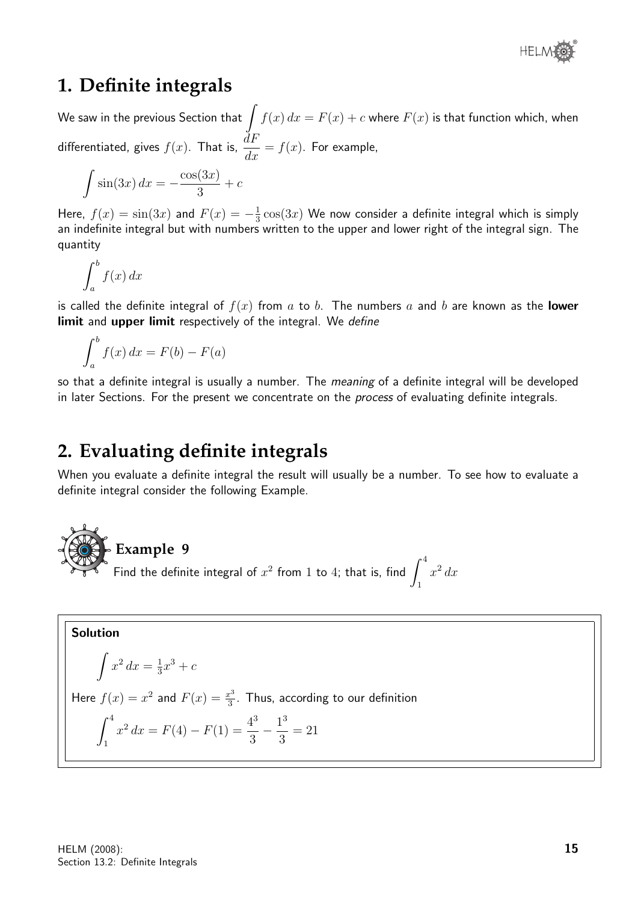# 1. Definite integrals

We saw in the previous Section that $\int f(x)\,dx = F(x) + c$ where $F(x)$ is that function which, when differentiated, gives $f(x)$. That is, $\dfrac{dF}{dx} = f(x)$. For example,

$$\int \sin(3x)\,dx = -\frac{\cos(3x)}{3} + c$$

Here, $f(x) = \sin(3x)$ and $F(x) = -\frac{1}{3}\cos(3x)$ We now consider a definite integral which is simply an indefinite integral but with numbers written to the upper and lower right of the integral sign. The quantity

$$\int_a^b f(x)\,dx$$

is called the definite integral of $f(x)$ from $a$ to $b$. The numbers $a$ and $b$ are known as the **lower limit** and **upper limit** respectively of the integral. We *define*

$$\int_a^b f(x)\,dx = F(b) - F(a)$$

so that a definite integral is usually a number. The *meaning* of a definite integral will be developed in later Sections. For the present we concentrate on the *process* of evaluating definite integrals.

# 2. Evaluating definite integrals

When you evaluate a definite integral the result will usually be a number. To see how to evaluate a definite integral consider the following Example.

**Example 9**

Find the definite integral of $x^2$ from 1 to 4; that is, find $\int_1^4 x^2\,dx$

**Solution**

$$\int x^2\,dx = \tfrac{1}{3}x^3 + c$$

Here $f(x) = x^2$ and $F(x) = \frac{x^3}{3}$. Thus, according to our definition

$$\int_1^4 x^2\,dx = F(4) - F(1) = \frac{4^3}{3} - \frac{1^3}{3} = 21$$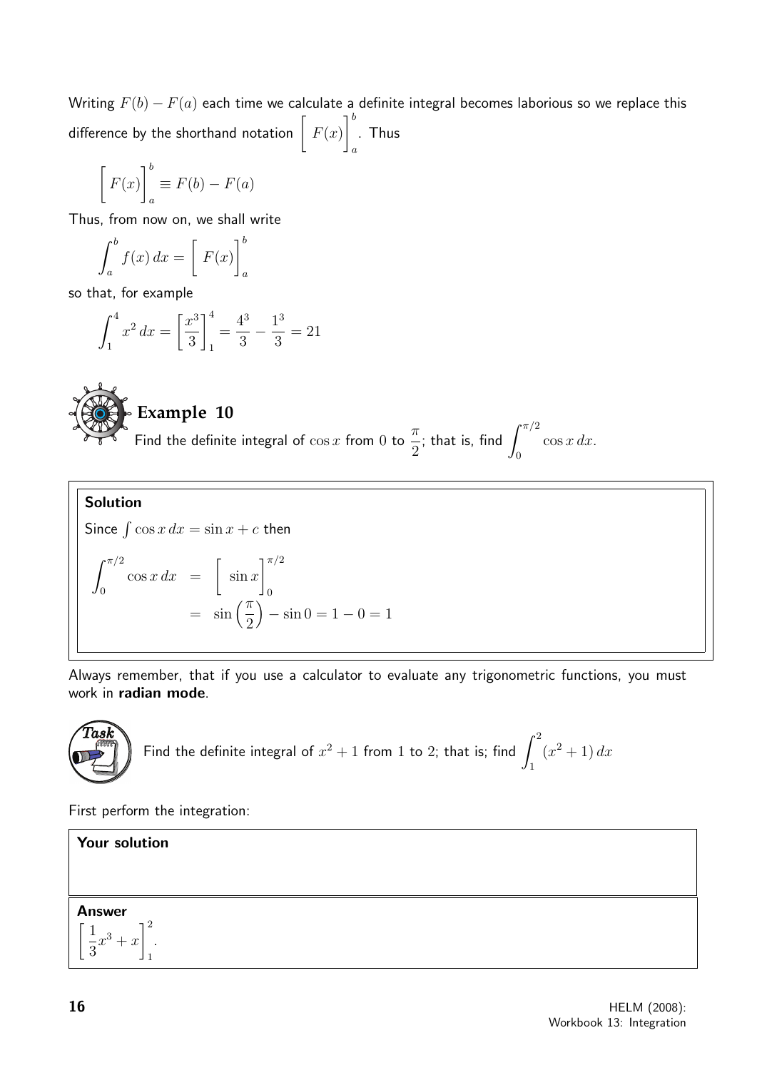Writing $F(b) - F(a)$ each time we calculate a definite integral becomes laborious so we replace this difference by the shorthand notation $\left[ F(x) \right]_a^b$. Thus

$$\left[ F(x) \right]_a^b \equiv F(b) - F(a)$$

Thus, from now on, we shall write

$$\int_a^b f(x)\, dx = \left[ F(x) \right]_a^b$$

so that, for example

$$\int_1^4 x^2\, dx = \left[ \frac{x^3}{3} \right]_1^4 = \frac{4^3}{3} - \frac{1^3}{3} = 21$$

## Example 10

Find the definite integral of $\cos x$ from $0$ to $\frac{\pi}{2}$; that is, find $\int_0^{\pi/2} \cos x\, dx$.

**Solution**

Since $\int \cos x\, dx = \sin x + c$ then

$$\begin{aligned} \int_0^{\pi/2} \cos x\, dx &= \left[ \sin x \right]_0^{\pi/2} \\ &= \sin\left(\frac{\pi}{2}\right) - \sin 0 = 1 - 0 = 1 \end{aligned}$$

Always remember, that if you use a calculator to evaluate any trigonometric functions, you must work in **radian mode**.

**Task**

Find the definite integral of $x^2 + 1$ from $1$ to $2$; that is; find $\int_1^2 (x^2 + 1)\, dx$

First perform the integration:

**Your solution**

**Answer**

$\left[ \frac{1}{3}x^3 + x \right]_1^2$.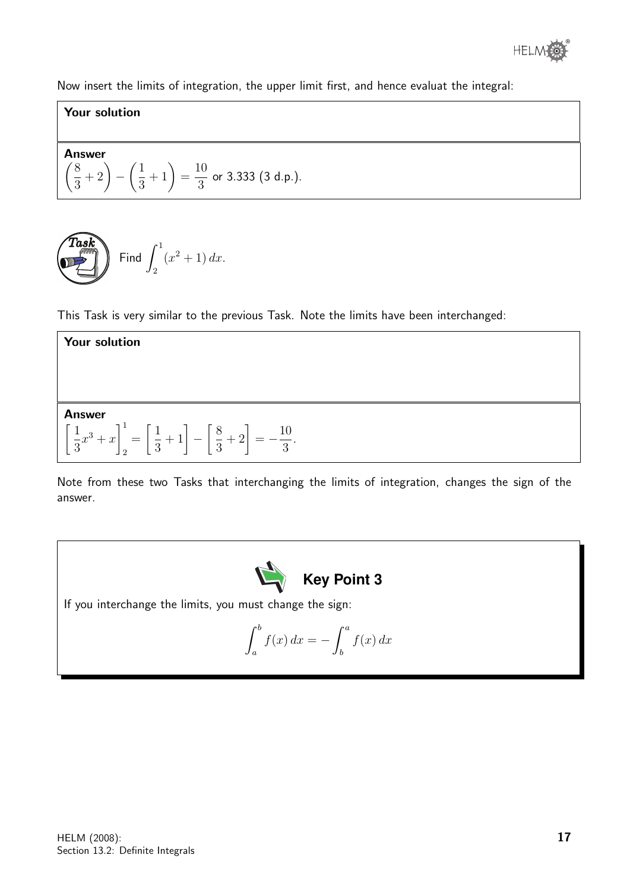Now insert the limits of integration, the upper limit first, and hence evaluat the integral:

**Your solution**

**Answer**

$$\left(\frac{8}{3}+2\right)-\left(\frac{1}{3}+1\right)=\frac{10}{3} \text{ or } 3.333 \text{ (3 d.p.)}.$$

**Task**

Find $\displaystyle\int_2^1 (x^2+1)\,dx$.

This Task is very similar to the previous Task. Note the limits have been interchanged:

**Your solution**

**Answer**

$$\left[\frac{1}{3}x^3+x\right]_2^1=\left[\frac{1}{3}+1\right]-\left[\frac{8}{3}+2\right]=-\frac{10}{3}.$$

Note from these two Tasks that interchanging the limits of integration, changes the sign of the answer.

**Key Point 3**

If you interchange the limits, you must change the sign:

$$\int_a^b f(x)\,dx=-\int_b^a f(x)\,dx$$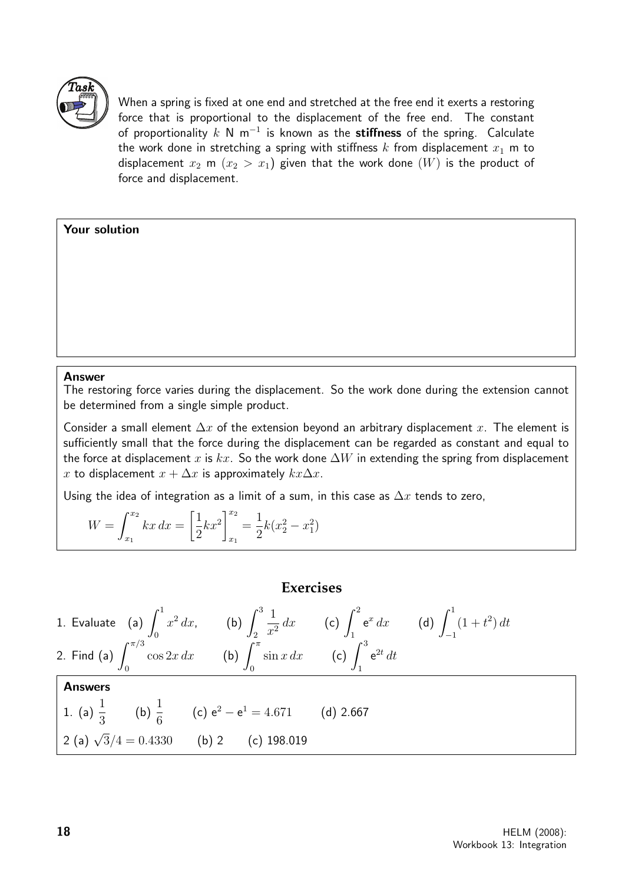**Task**

When a spring is fixed at one end and stretched at the free end it exerts a restoring force that is proportional to the displacement of the free end. The constant of proportionality $k$ N m$^{-1}$ is known as the **stiffness** of the spring. Calculate the work done in stretching a spring with stiffness $k$ from displacement $x_1$ m to displacement $x_2$ m $(x_2 > x_1)$ given that the work done $(W)$ is the product of force and displacement.

**Your solution**

**Answer**

The restoring force varies during the displacement. So the work done during the extension cannot be determined from a single simple product.

Consider a small element $\Delta x$ of the extension beyond an arbitrary displacement $x$. The element is sufficiently small that the force during the displacement can be regarded as constant and equal to the force at displacement $x$ is $kx$. So the work done $\Delta W$ in extending the spring from displacement $x$ to displacement $x + \Delta x$ is approximately $kx\Delta x$.

Using the idea of integration as a limit of a sum, in this case as $\Delta x$ tends to zero,

$$W = \int_{x_1}^{x_2} kx\, dx = \left[\frac{1}{2}kx^2\right]_{x_1}^{x_2} = \frac{1}{2}k(x_2^2 - x_1^2)$$

## Exercises

1. Evaluate (a) $\displaystyle\int_0^1 x^2\, dx$, (b) $\displaystyle\int_2^3 \frac{1}{x^2}\, dx$ (c) $\displaystyle\int_1^2 \mathrm{e}^x\, dx$ (d) $\displaystyle\int_{-1}^1 (1 + t^2)\, dt$

2. Find (a) $\displaystyle\int_0^{\pi/3} \cos 2x\, dx$ (b) $\displaystyle\int_0^{\pi} \sin x\, dx$ (c) $\displaystyle\int_1^3 \mathrm{e}^{2t}\, dt$

**Answers**

1. (a) $\dfrac{1}{3}$ (b) $\dfrac{1}{6}$ (c) $\mathrm{e}^2 - \mathrm{e}^1 = 4.671$ (d) 2.667

2 (a) $\sqrt{3}/4 = 0.4330$ (b) 2 (c) 198.019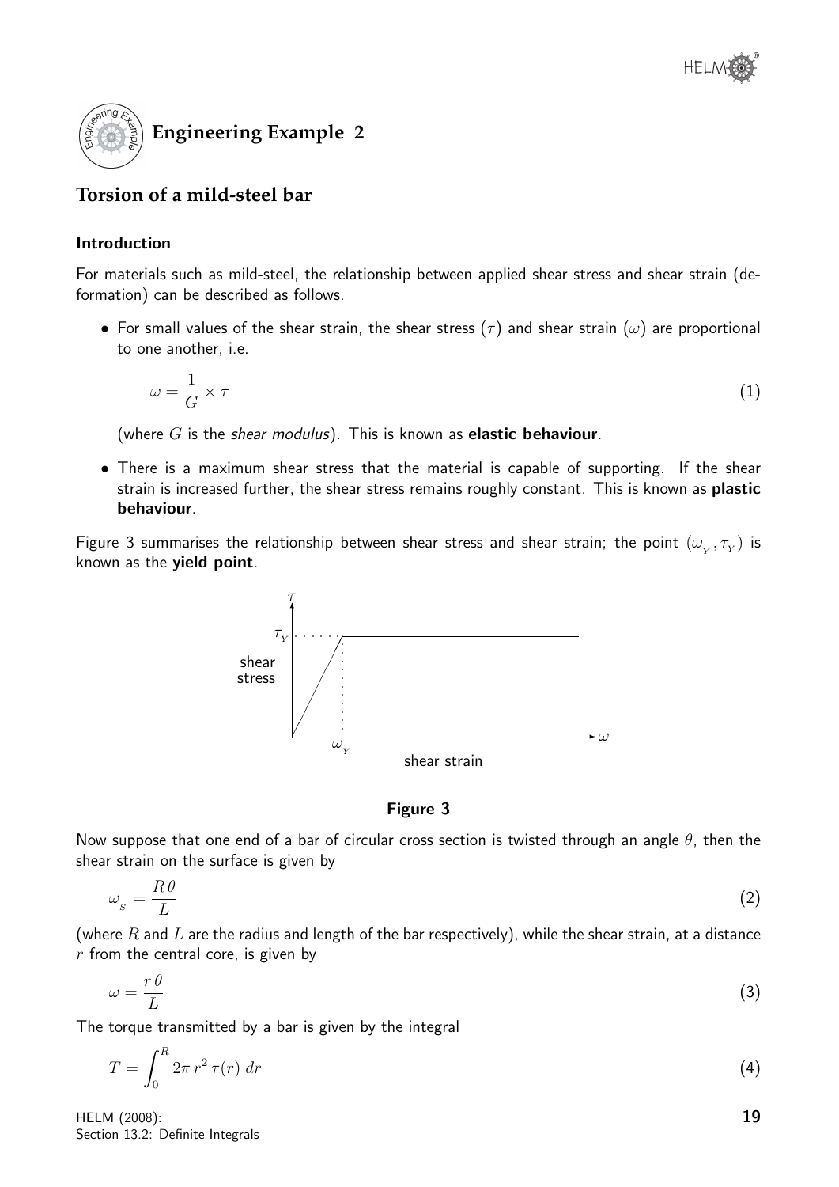## Engineering Example 2

### Torsion of a mild-steel bar

#### Introduction

For materials such as mild-steel, the relationship between applied shear stress and shear strain (deformation) can be described as follows.

- For small values of the shear strain, the shear stress ($\tau$) and shear strain ($\omega$) are proportional to one another, i.e.

$$\omega = \frac{1}{G} \times \tau \tag{1}$$

(where $G$ is the *shear modulus*). This is known as **elastic behaviour**.

- There is a maximum shear stress that the material is capable of supporting. If the shear strain is increased further, the shear stress remains roughly constant. This is known as **plastic behaviour**.

Figure 3 summarises the relationship between shear stress and shear strain; the point $(\omega_Y, \tau_Y)$ is known as the **yield point**.

**Figure 3**

Now suppose that one end of a bar of circular cross section is twisted through an angle $\theta$, then the shear strain on the surface is given by

$$\omega_S = \frac{R\,\theta}{L} \tag{2}$$

(where $R$ and $L$ are the radius and length of the bar respectively), while the shear strain, at a distance $r$ from the central core, is given by

$$\omega = \frac{r\,\theta}{L} \tag{3}$$

The torque transmitted by a bar is given by the integral

$$T = \int_0^R 2\pi\, r^2\, \tau(r)\; dr \tag{4}$$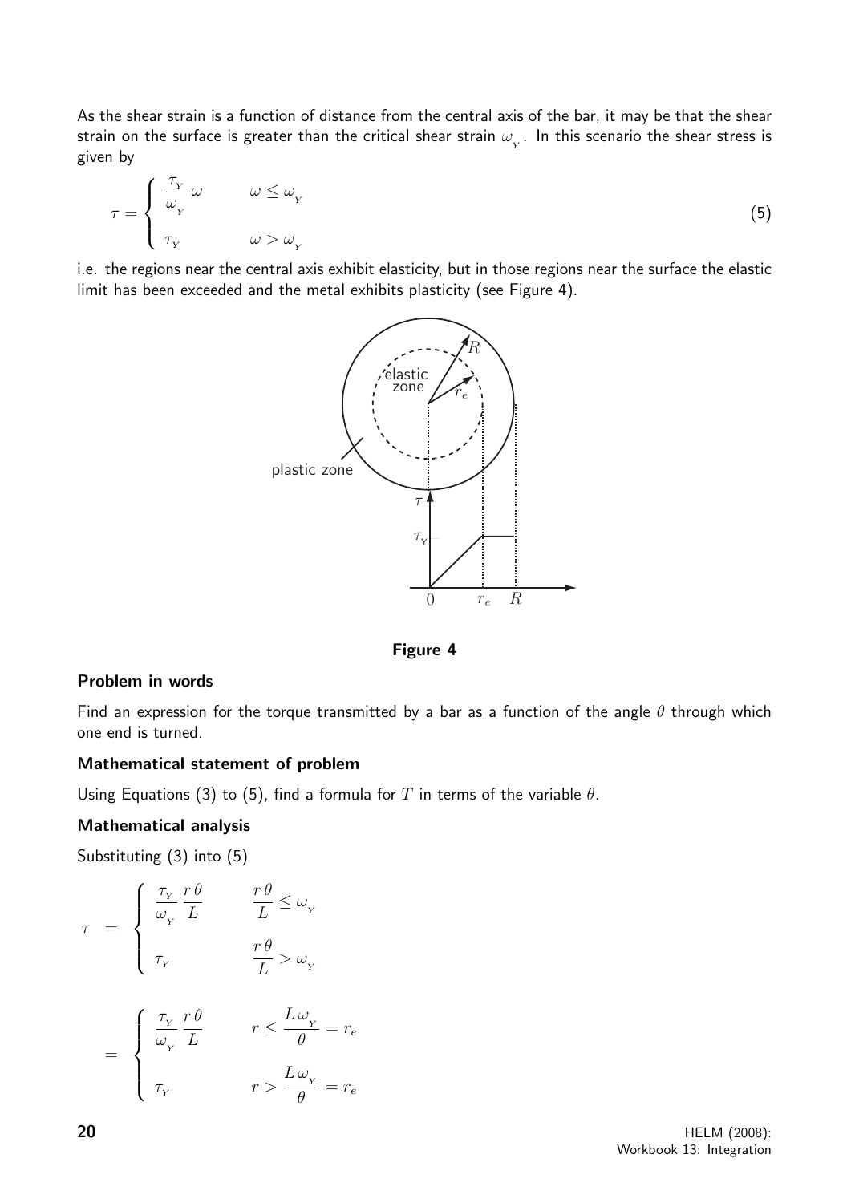As the shear strain is a function of distance from the central axis of the bar, it may be that the shear strain on the surface is greater than the critical shear strain $\omega_{_Y}$. In this scenario the shear stress is given by

$$\tau = \begin{cases} \dfrac{\tau_{_Y}}{\omega_{_Y}}\,\omega & \omega \leq \omega_{_Y} \\ \tau_{_Y} & \omega > \omega_{_Y} \end{cases} \tag{5}$$

i.e. the regions near the central axis exhibit elasticity, but in those regions near the surface the elastic limit has been exceeded and the metal exhibits plasticity (see Figure 4).

**Figure 4**

#### Problem in words

Find an expression for the torque transmitted by a bar as a function of the angle $\theta$ through which one end is turned.

#### Mathematical statement of problem

Using Equations (3) to (5), find a formula for $T$ in terms of the variable $\theta$.

#### Mathematical analysis

Substituting (3) into (5)

$$\tau = \begin{cases} \dfrac{\tau_{_Y}}{\omega_{_Y}}\dfrac{r\,\theta}{L} & \dfrac{r\,\theta}{L} \leq \omega_{_Y} \\ \tau_{_Y} & \dfrac{r\,\theta}{L} > \omega_{_Y} \end{cases}$$

$$= \begin{cases} \dfrac{\tau_{_Y}}{\omega_{_Y}}\dfrac{r\,\theta}{L} & r \leq \dfrac{L\,\omega_{_Y}}{\theta} = r_e \\ \tau_{_Y} & r > \dfrac{L\,\omega_{_Y}}{\theta} = r_e \end{cases}$$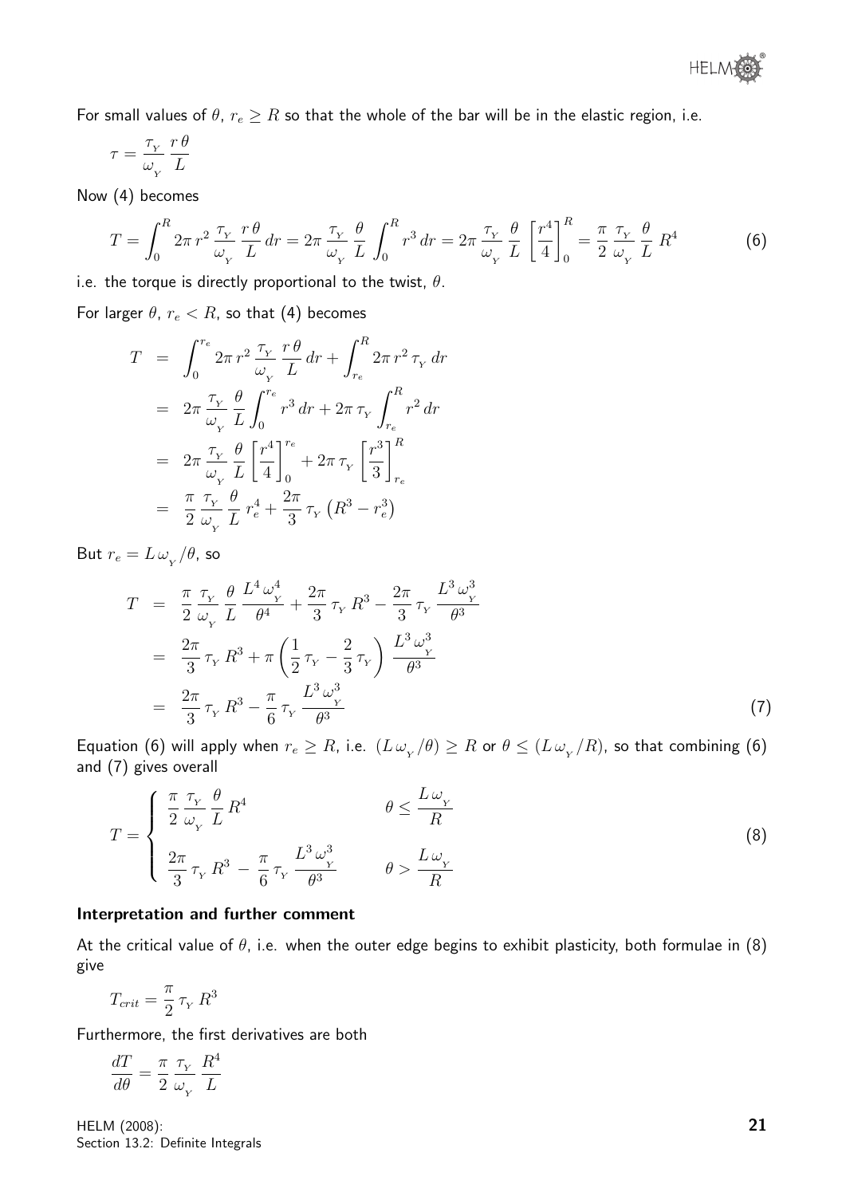For small values of $\theta$, $r_e \geq R$ so that the whole of the bar will be in the elastic region, i.e.

$$\tau = \frac{\tau_{_Y}}{\omega_{_Y}} \frac{r\,\theta}{L}$$

Now (4) becomes

$$T = \int_0^R 2\pi\, r^2 \frac{\tau_{_Y}}{\omega_{_Y}} \frac{r\,\theta}{L}\, dr = 2\pi \frac{\tau_{_Y}}{\omega_{_Y}} \frac{\theta}{L} \int_0^R r^3\, dr = 2\pi \frac{\tau_{_Y}}{\omega_{_Y}} \frac{\theta}{L} \left[\frac{r^4}{4}\right]_0^R = \frac{\pi}{2} \frac{\tau_{_Y}}{\omega_{_Y}} \frac{\theta}{L}\, R^4 \qquad (6)$$

i.e. the torque is directly proportional to the twist, $\theta$.

For larger $\theta$, $r_e < R$, so that (4) becomes

$$\begin{aligned}
T &= \int_0^{r_e} 2\pi\, r^2 \frac{\tau_{_Y}}{\omega_{_Y}} \frac{r\,\theta}{L}\, dr + \int_{r_e}^R 2\pi\, r^2\, \tau_{_Y}\, dr \\
&= 2\pi \frac{\tau_{_Y}}{\omega_{_Y}} \frac{\theta}{L} \int_0^{r_e} r^3\, dr + 2\pi\, \tau_{_Y} \int_{r_e}^R r^2\, dr \\
&= 2\pi \frac{\tau_{_Y}}{\omega_{_Y}} \frac{\theta}{L} \left[\frac{r^4}{4}\right]_0^{r_e} + 2\pi\, \tau_{_Y} \left[\frac{r^3}{3}\right]_{r_e}^R \\
&= \frac{\pi}{2} \frac{\tau_{_Y}}{\omega_{_Y}} \frac{\theta}{L}\, r_e^4 + \frac{2\pi}{3}\, \tau_{_Y} \left(R^3 - r_e^3\right)
\end{aligned}$$

But $r_e = L\,\omega_{_Y}/\theta$, so

$$\begin{aligned}
T &= \frac{\pi}{2} \frac{\tau_{_Y}}{\omega_{_Y}} \frac{\theta}{L} \frac{L^4\,\omega_{_Y}^4}{\theta^4} + \frac{2\pi}{3}\, \tau_{_Y}\, R^3 - \frac{2\pi}{3}\, \tau_{_Y} \frac{L^3\,\omega_{_Y}^3}{\theta^3} \\
&= \frac{2\pi}{3}\, \tau_{_Y}\, R^3 + \pi \left(\frac{1}{2}\, \tau_{_Y} - \frac{2}{3}\, \tau_{_Y}\right) \frac{L^3\,\omega_{_Y}^3}{\theta^3} \\
&= \frac{2\pi}{3}\, \tau_{_Y}\, R^3 - \frac{\pi}{6}\, \tau_{_Y} \frac{L^3\,\omega_{_Y}^3}{\theta^3} \qquad (7)
\end{aligned}$$

Equation (6) will apply when $r_e \geq R$, i.e. $(L\,\omega_{_Y}/\theta) \geq R$ or $\theta \leq (L\,\omega_{_Y}/R)$, so that combining (6) and (7) gives overall

$$T = \begin{cases} \dfrac{\pi}{2} \dfrac{\tau_{_Y}}{\omega_{_Y}} \dfrac{\theta}{L}\, R^4 & \theta \leq \dfrac{L\,\omega_{_Y}}{R} \\[2ex] \dfrac{2\pi}{3}\, \tau_{_Y}\, R^3 - \dfrac{\pi}{6}\, \tau_{_Y} \dfrac{L^3\,\omega_{_Y}^3}{\theta^3} & \theta > \dfrac{L\,\omega_{_Y}}{R} \end{cases} \qquad (8)$$

**Interpretation and further comment**

At the critical value of $\theta$, i.e. when the outer edge begins to exhibit plasticity, both formulae in (8) give

$$T_{crit} = \frac{\pi}{2}\, \tau_{_Y}\, R^3$$

Furthermore, the first derivatives are both

$$\frac{dT}{d\theta} = \frac{\pi}{2} \frac{\tau_{_Y}}{\omega_{_Y}} \frac{R^4}{L}$$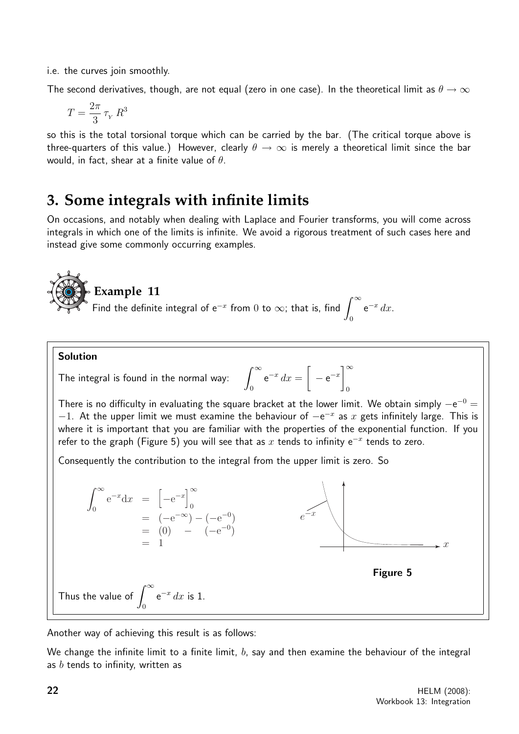i.e. the curves join smoothly.

The second derivatives, though, are not equal (zero in one case). In the theoretical limit as $\theta \to \infty$

$$T = \frac{2\pi}{3}\,\tau_{Y}\,R^3$$

so this is the total torsional torque which can be carried by the bar. (The critical torque above is three-quarters of this value.) However, clearly $\theta \to \infty$ is merely a theoretical limit since the bar would, in fact, shear at a finite value of $\theta$.

## 3. Some integrals with infinite limits

On occasions, and notably when dealing with Laplace and Fourier transforms, you will come across integrals in which one of the limits is infinite. We avoid a rigorous treatment of such cases here and instead give some commonly occurring examples.

### Example 11

Find the definite integral of $e^{-x}$ from $0$ to $\infty$; that is, find $\displaystyle\int_0^\infty e^{-x}\,dx$.

**Solution**

The integral is found in the normal way: $\displaystyle\int_0^\infty e^{-x}\,dx = \Big[-e^{-x}\Big]_0^\infty$

There is no difficulty in evaluating the square bracket at the lower limit. We obtain simply $-e^{-0} = -1$. At the upper limit we must examine the behaviour of $-e^{-x}$ as $x$ gets infinitely large. This is where it is important that you are familiar with the properties of the exponential function. If you refer to the graph (Figure 5) you will see that as $x$ tends to infinity $e^{-x}$ tends to zero.

Consequently the contribution to the integral from the upper limit is zero. So

$$\begin{aligned}
\int_0^\infty e^{-x}dx &= \Big[-e^{-x}\Big]_0^\infty \\
&= (-e^{-\infty}) - (-e^{-0}) \\
&= (0) \quad - \quad (-e^{-0}) \\
&= 1
\end{aligned}$$

**Figure 5**

Thus the value of $\displaystyle\int_0^\infty e^{-x}\,dx$ is 1.

Another way of achieving this result is as follows:

We change the infinite limit to a finite limit, $b$, say and then examine the behaviour of the integral as $b$ tends to infinity, written as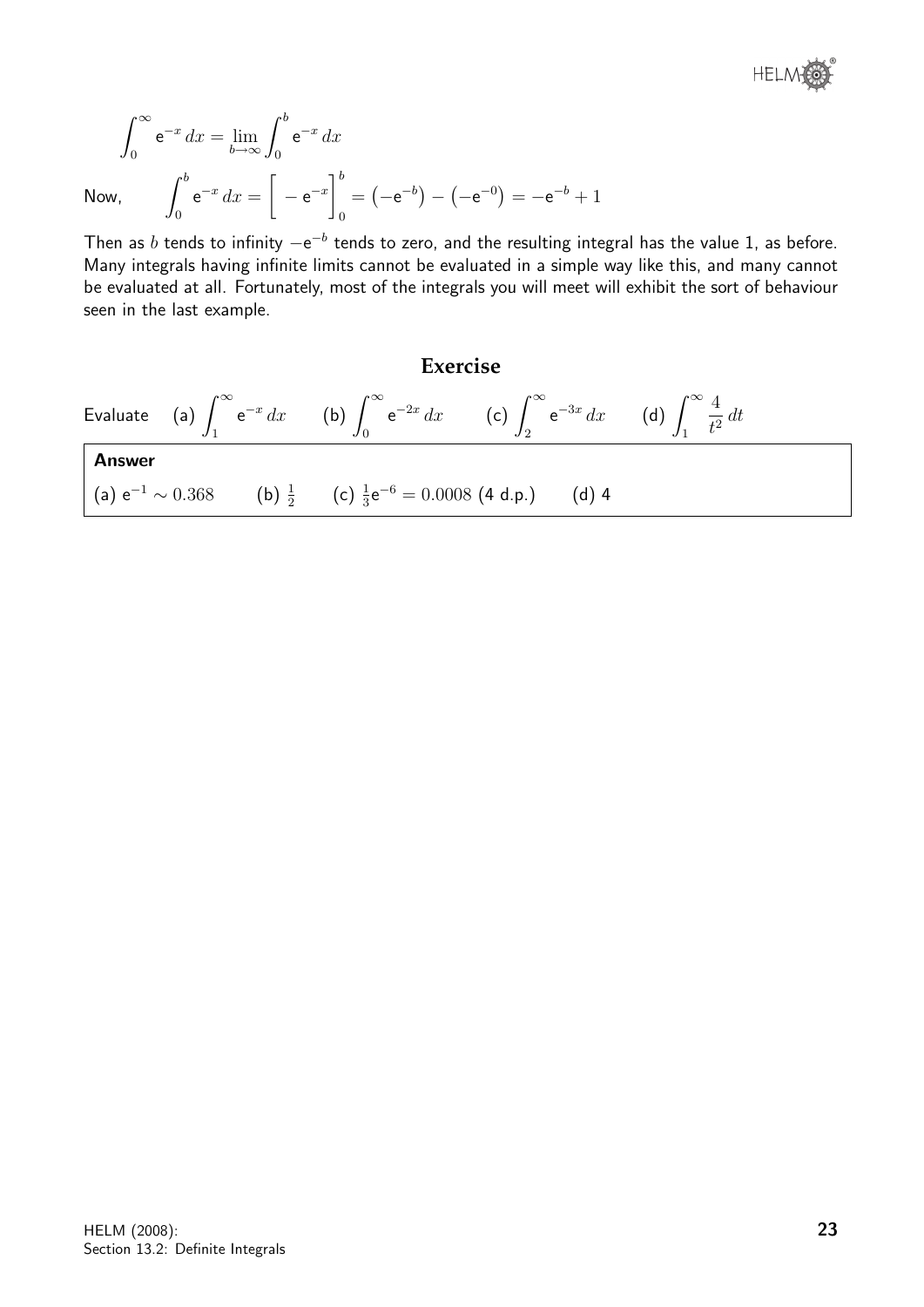$$\int_0^\infty \mathrm{e}^{-x}\,dx = \lim_{b\to\infty}\int_0^b \mathrm{e}^{-x}\,dx$$

Now, $\displaystyle\int_0^b \mathrm{e}^{-x}\,dx = \Big[ -\mathrm{e}^{-x} \Big]_0^b = \left(-\mathrm{e}^{-b}\right) - \left(-\mathrm{e}^{-0}\right) = -\mathrm{e}^{-b} + 1$

Then as $b$ tends to infinity $-\mathrm{e}^{-b}$ tends to zero, and the resulting integral has the value 1, as before. Many integrals having infinite limits cannot be evaluated in a simple way like this, and many cannot be evaluated at all. Fortunately, most of the integrals you will meet will exhibit the sort of behaviour seen in the last example.

## Exercise

Evaluate (a) $\displaystyle\int_1^\infty \mathrm{e}^{-x}\,dx$ (b) $\displaystyle\int_0^\infty \mathrm{e}^{-2x}\,dx$ (c) $\displaystyle\int_2^\infty \mathrm{e}^{-3x}\,dx$ (d) $\displaystyle\int_1^\infty \frac{4}{t^2}\,dt$

**Answer**

(a) $\mathrm{e}^{-1} \sim 0.368$ (b) $\frac{1}{2}$ (c) $\frac{1}{3}\mathrm{e}^{-6} = 0.0008$ (4 d.p.) (d) 4